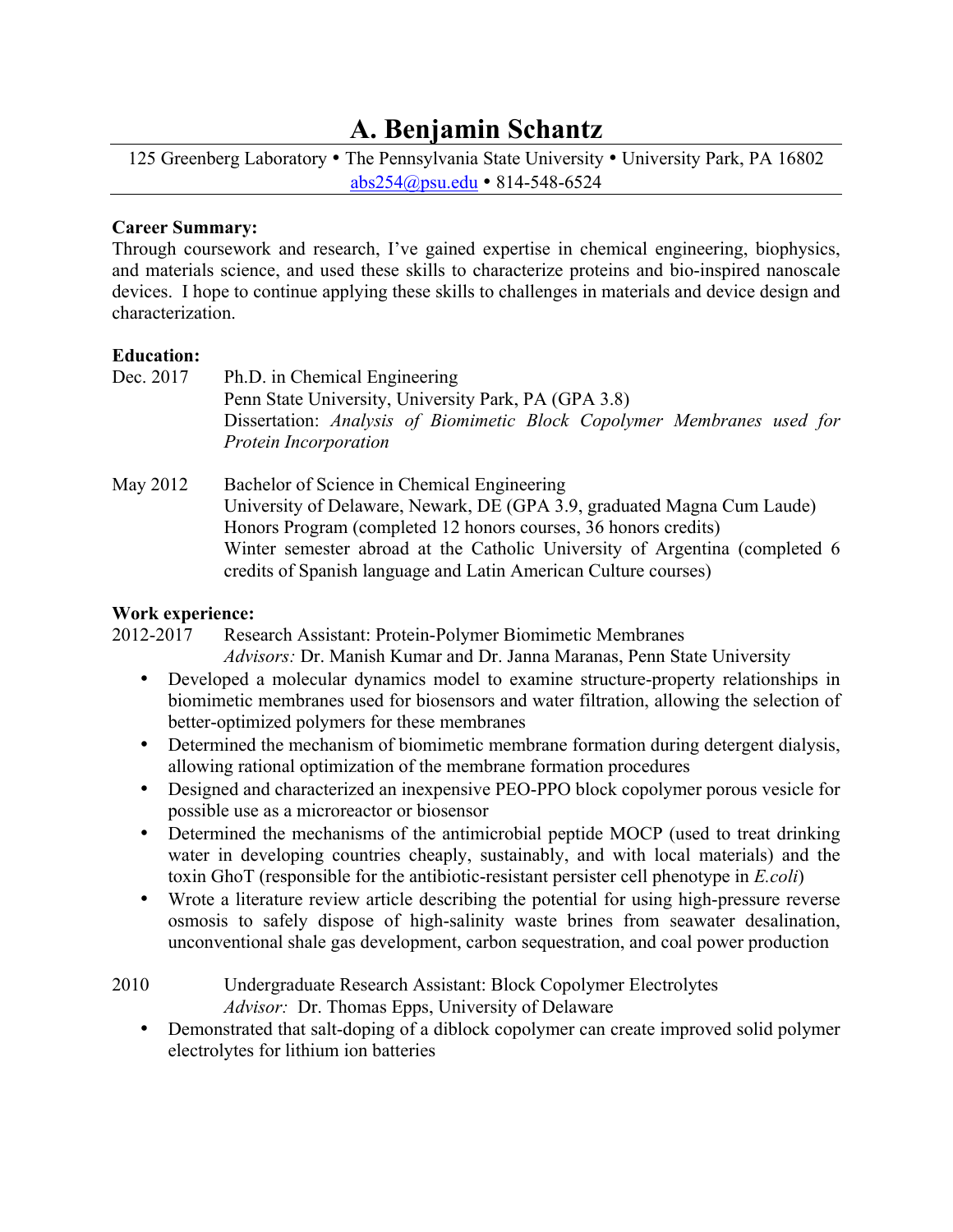# A. Benjamin Schantz

125 Greenberg Laboratory • The Pennsylvania State University • University Park, PA 16802
abs254@psu.edu • 814-548-6524

**Career Summary:**
Through coursework and research, I've gained expertise in chemical engineering, biophysics, and materials science, and used these skills to characterize proteins and bio-inspired nanoscale devices. I hope to continue applying these skills to challenges in materials and device design and characterization.

**Education:**

Dec. 2017 — Ph.D. in Chemical Engineering
Penn State University, University Park, PA (GPA 3.8)
Dissertation: *Analysis of Biomimetic Block Copolymer Membranes used for Protein Incorporation*

May 2012 — Bachelor of Science in Chemical Engineering
University of Delaware, Newark, DE (GPA 3.9, graduated Magna Cum Laude)
Honors Program (completed 12 honors courses, 36 honors credits)
Winter semester abroad at the Catholic University of Argentina (completed 6 credits of Spanish language and Latin American Culture courses)

**Work experience:**

2012-2017 — Research Assistant: Protein-Polymer Biomimetic Membranes
*Advisors:* Dr. Manish Kumar and Dr. Janna Maranas, Penn State University

- Developed a molecular dynamics model to examine structure-property relationships in biomimetic membranes used for biosensors and water filtration, allowing the selection of better-optimized polymers for these membranes
- Determined the mechanism of biomimetic membrane formation during detergent dialysis, allowing rational optimization of the membrane formation procedures
- Designed and characterized an inexpensive PEO-PPO block copolymer porous vesicle for possible use as a microreactor or biosensor
- Determined the mechanisms of the antimicrobial peptide MOCP (used to treat drinking water in developing countries cheaply, sustainably, and with local materials) and the toxin GhoT (responsible for the antibiotic-resistant persister cell phenotype in *E.coli*)
- Wrote a literature review article describing the potential for using high-pressure reverse osmosis to safely dispose of high-salinity waste brines from seawater desalination, unconventional shale gas development, carbon sequestration, and coal power production

2010 — Undergraduate Research Assistant: Block Copolymer Electrolytes
*Advisor:* Dr. Thomas Epps, University of Delaware

- Demonstrated that salt-doping of a diblock copolymer can create improved solid polymer electrolytes for lithium ion batteries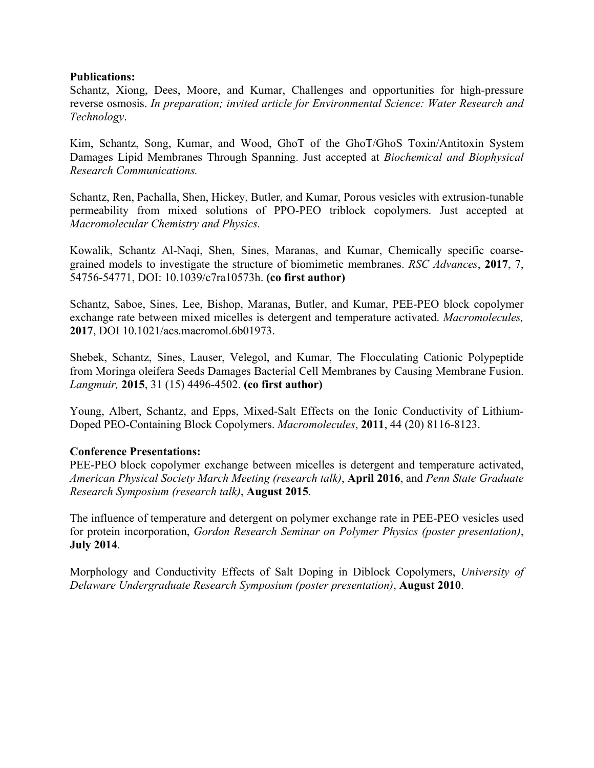**Publications:**

Schantz, Xiong, Dees, Moore, and Kumar, Challenges and opportunities for high-pressure reverse osmosis. *In preparation; invited article for Environmental Science: Water Research and Technology*.

Kim, Schantz, Song, Kumar, and Wood, GhoT of the GhoT/GhoS Toxin/Antitoxin System Damages Lipid Membranes Through Spanning. Just accepted at *Biochemical and Biophysical Research Communications.*

Schantz, Ren, Pachalla, Shen, Hickey, Butler, and Kumar, Porous vesicles with extrusion-tunable permeability from mixed solutions of PPO-PEO triblock copolymers. Just accepted at *Macromolecular Chemistry and Physics.*

Kowalik, Schantz Al-Naqi, Shen, Sines, Maranas, and Kumar, Chemically specific coarse-grained models to investigate the structure of biomimetic membranes. *RSC Advances*, **2017**, 7, 54756-54771, DOI: 10.1039/c7ra10573h. **(co first author)**

Schantz, Saboe, Sines, Lee, Bishop, Maranas, Butler, and Kumar, PEE-PEO block copolymer exchange rate between mixed micelles is detergent and temperature activated. *Macromolecules,* **2017**, DOI 10.1021/acs.macromol.6b01973.

Shebek, Schantz, Sines, Lauser, Velegol, and Kumar, The Flocculating Cationic Polypeptide from Moringa oleifera Seeds Damages Bacterial Cell Membranes by Causing Membrane Fusion. *Langmuir,* **2015**, 31 (15) 4496-4502. **(co first author)**

Young, Albert, Schantz, and Epps, Mixed-Salt Effects on the Ionic Conductivity of Lithium-Doped PEO-Containing Block Copolymers. *Macromolecules*, **2011**, 44 (20) 8116-8123.

**Conference Presentations:**

PEE-PEO block copolymer exchange between micelles is detergent and temperature activated, *American Physical Society March Meeting (research talk)*, **April 2016**, and *Penn State Graduate Research Symposium (research talk)*, **August 2015**.

The influence of temperature and detergent on polymer exchange rate in PEE-PEO vesicles used for protein incorporation, *Gordon Research Seminar on Polymer Physics (poster presentation)*, **July 2014**.

Morphology and Conductivity Effects of Salt Doping in Diblock Copolymers, *University of Delaware Undergraduate Research Symposium (poster presentation)*, **August 2010**.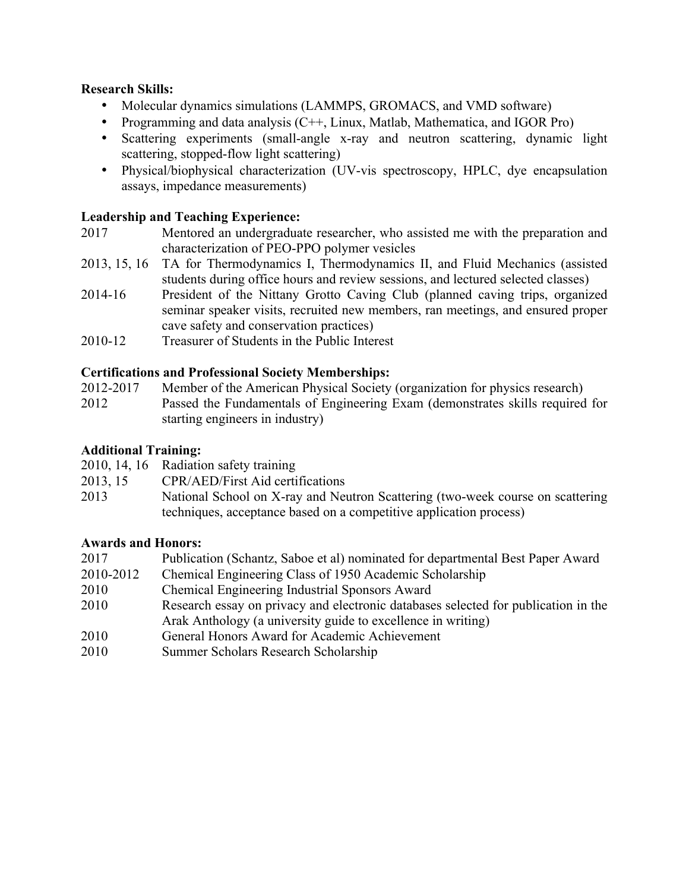**Research Skills:**

- Molecular dynamics simulations (LAMMPS, GROMACS, and VMD software)
- Programming and data analysis (C++, Linux, Matlab, Mathematica, and IGOR Pro)
- Scattering experiments (small-angle x-ray and neutron scattering, dynamic light scattering, stopped-flow light scattering)
- Physical/biophysical characterization (UV-vis spectroscopy, HPLC, dye encapsulation assays, impedance measurements)

**Leadership and Teaching Experience:**

| | |
|---|---|
| 2017 | Mentored an undergraduate researcher, who assisted me with the preparation and characterization of PEO-PPO polymer vesicles |
| 2013, 15, 16 | TA for Thermodynamics I, Thermodynamics II, and Fluid Mechanics (assisted students during office hours and review sessions, and lectured selected classes) |
| 2014-16 | President of the Nittany Grotto Caving Club (planned caving trips, organized seminar speaker visits, recruited new members, ran meetings, and ensured proper cave safety and conservation practices) |
| 2010-12 | Treasurer of Students in the Public Interest |

**Certifications and Professional Society Memberships:**

| | |
|---|---|
| 2012-2017 | Member of the American Physical Society (organization for physics research) |
| 2012 | Passed the Fundamentals of Engineering Exam (demonstrates skills required for starting engineers in industry) |

**Additional Training:**

| | |
|---|---|
| 2010, 14, 16 | Radiation safety training |
| 2013, 15 | CPR/AED/First Aid certifications |
| 2013 | National School on X-ray and Neutron Scattering (two-week course on scattering techniques, acceptance based on a competitive application process) |

**Awards and Honors:**

| | |
|---|---|
| 2017 | Publication (Schantz, Saboe et al) nominated for departmental Best Paper Award |
| 2010-2012 | Chemical Engineering Class of 1950 Academic Scholarship |
| 2010 | Chemical Engineering Industrial Sponsors Award |
| 2010 | Research essay on privacy and electronic databases selected for publication in the Arak Anthology (a university guide to excellence in writing) |
| 2010 | General Honors Award for Academic Achievement |
| 2010 | Summer Scholars Research Scholarship |